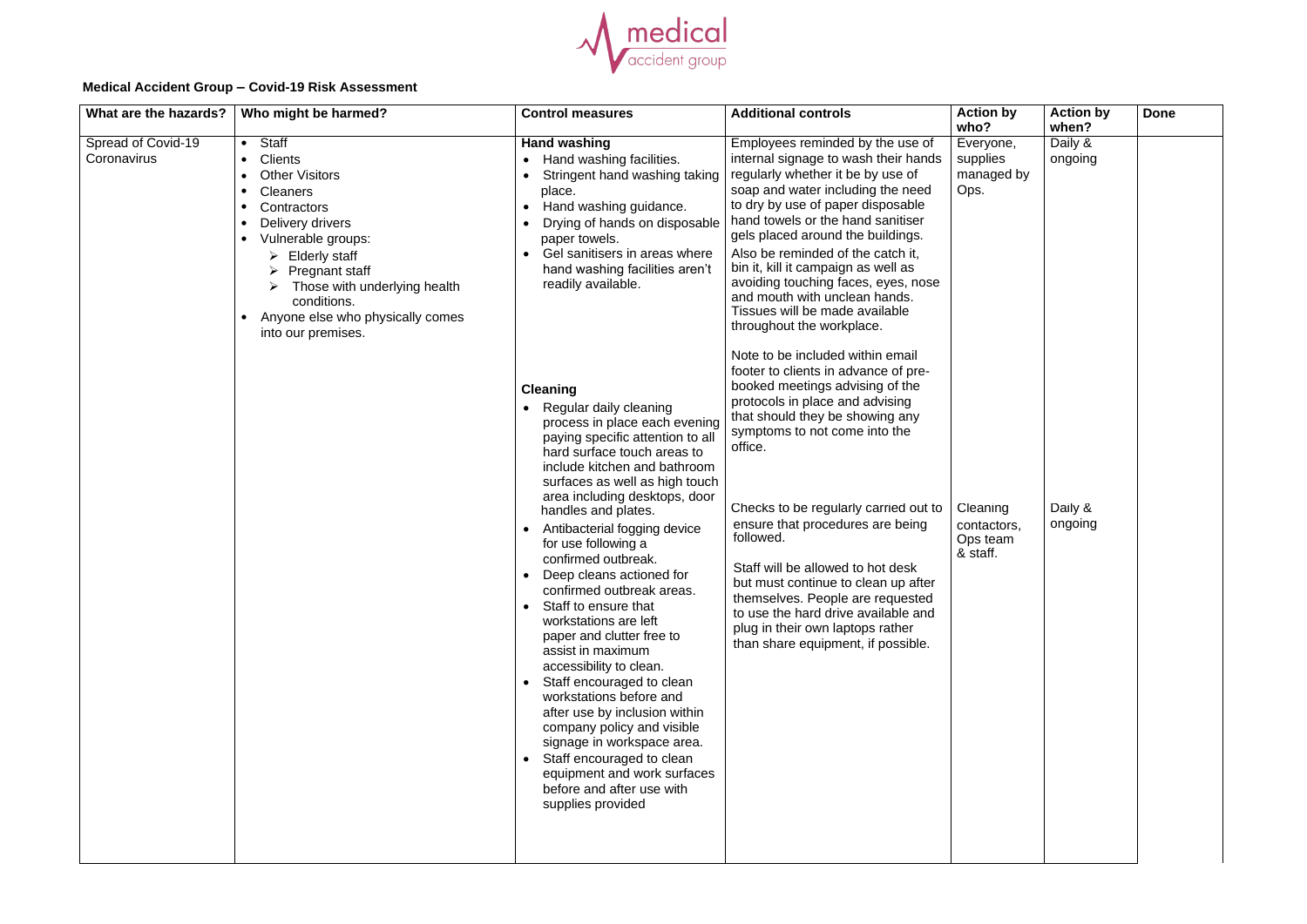**Medical Accident Group – Covid-19 Risk Assessment**

| What are the hazards? | Who might be harmed? | Control measures | Additional controls | Action by who? | Action by when? | Done |
|---|---|---|---|---|---|---|
| Spread of Covid-19 Coronavirus | • Staff<br>• Clients<br>• Other Visitors<br>• Cleaners<br>• Contractors<br>• Delivery drivers<br>• Vulnerable groups:<br>➢ Elderly staff<br>➢ Pregnant staff<br>➢ Those with underlying health conditions.<br>• Anyone else who physically comes into our premises. | **Hand washing**<br>• Hand washing facilities.<br>• Stringent hand washing taking place.<br>• Hand washing guidance.<br>• Drying of hands on disposable paper towels.<br>• Gel sanitisers in areas where hand washing facilities aren't readily available. | Employees reminded by the use of internal signage to wash their hands regularly whether it be by use of soap and water including the need to dry by use of paper disposable hand towels or the hand sanitiser gels placed around the buildings.<br>Also be reminded of the catch it, bin it, kill it campaign as well as avoiding touching faces, eyes, nose and mouth with unclean hands. Tissues will be made available throughout the workplace.<br><br>Note to be included within email footer to clients in advance of pre-booked meetings advising of the protocols in place and advising that should they be showing any symptoms to not come into the office. | Everyone, supplies managed by Ops. | Daily & ongoing | |
| | | **Cleaning**<br>• Regular daily cleaning process in place each evening paying specific attention to all hard surface touch areas to include kitchen and bathroom surfaces as well as high touch area including desktops, door handles and plates.<br>• Antibacterial fogging device for use following a confirmed outbreak.<br>• Deep cleans actioned for confirmed outbreak areas.<br>• Staff to ensure that workstations are left paper and clutter free to assist in maximum accessibility to clean.<br>• Staff encouraged to clean workstations before and after use by inclusion within company policy and visible signage in workspace area.<br>• Staff encouraged to clean equipment and work surfaces before and after use with supplies provided | Checks to be regularly carried out to ensure that procedures are being followed.<br><br>Staff will be allowed to hot desk but must continue to clean up after themselves. People are requested to use the hard drive available and plug in their own laptops rather than share equipment, if possible. | Cleaning contactors, Ops team & staff. | Daily & ongoing | |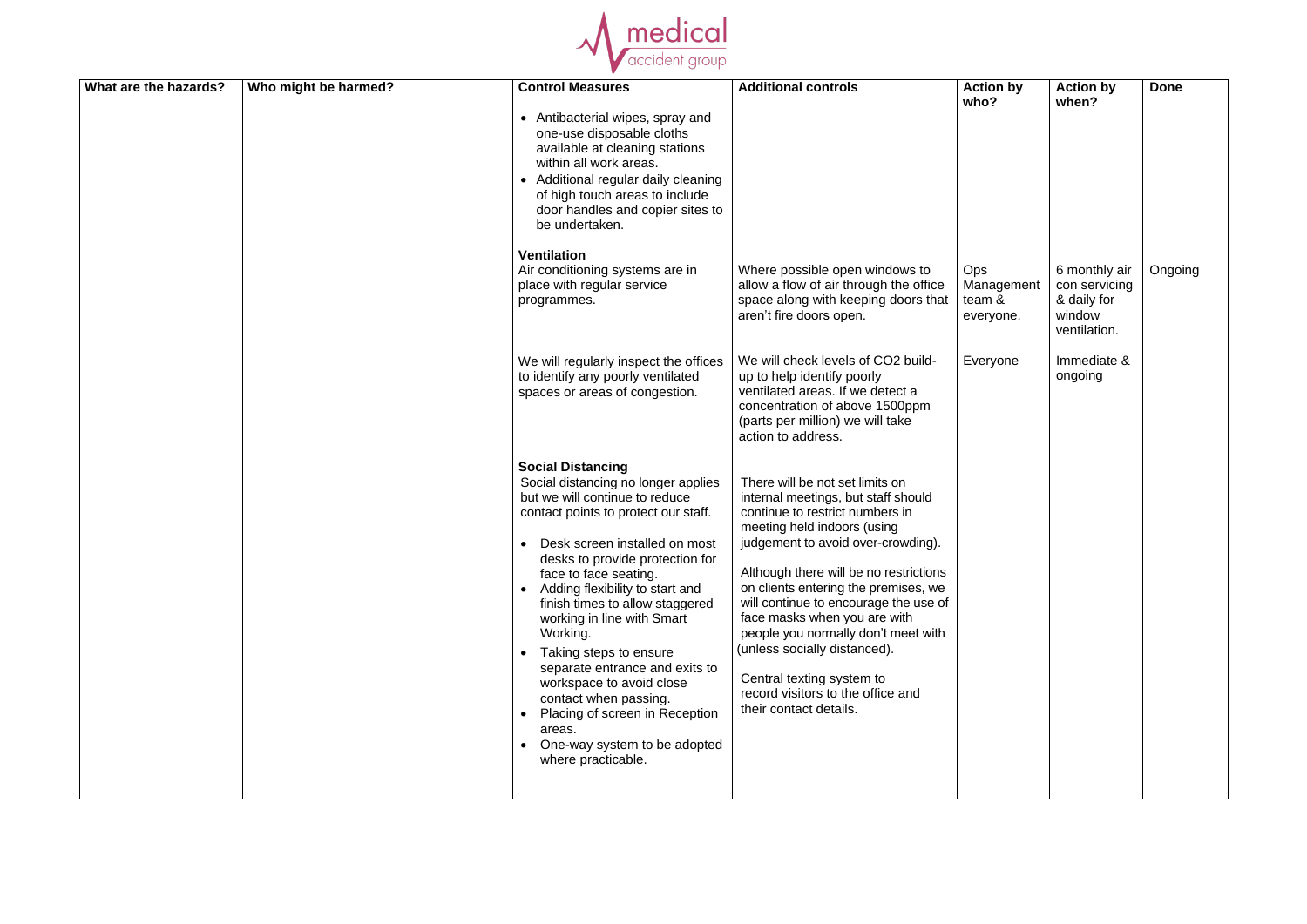| What are the hazards? | Who might be harmed? | Control Measures | Additional controls | Action by who? | Action by when? | Done |
|---|---|---|---|---|---|---|
| | | • Antibacterial wipes, spray and one-use disposable cloths available at cleaning stations within all work areas.<br>• Additional regular daily cleaning of high touch areas to include door handles and copier sites to be undertaken. | | | | |
| | | **Ventilation**<br>Air conditioning systems are in place with regular service programmes. | Where possible open windows to allow a flow of air through the office space along with keeping doors that aren't fire doors open. | Ops Management team & everyone. | 6 monthly air con servicing & daily for window ventilation. | Ongoing |
| | | We will regularly inspect the offices to identify any poorly ventilated spaces or areas of congestion. | We will check levels of CO2 build-up to help identify poorly ventilated areas. If we detect a concentration of above 1500ppm (parts per million) we will take action to address. | Everyone | Immediate & ongoing | |
| | | **Social Distancing**<br>Social distancing no longer applies but we will continue to reduce contact points to protect our staff.<br>• Desk screen installed on most desks to provide protection for face to face seating.<br>• Adding flexibility to start and finish times to allow staggered working in line with Smart Working.<br>• Taking steps to ensure separate entrance and exits to workspace to avoid close contact when passing.<br>• Placing of screen in Reception areas.<br>• One-way system to be adopted where practicable. | There will be not set limits on internal meetings, but staff should continue to restrict numbers in meeting held indoors (using judgement to avoid over-crowding).<br><br>Although there will be no restrictions on clients entering the premises, we will continue to encourage the use of face masks when you are with people you normally don't meet with (unless socially distanced).<br><br>Central texting system to record visitors to the office and their contact details. | | | |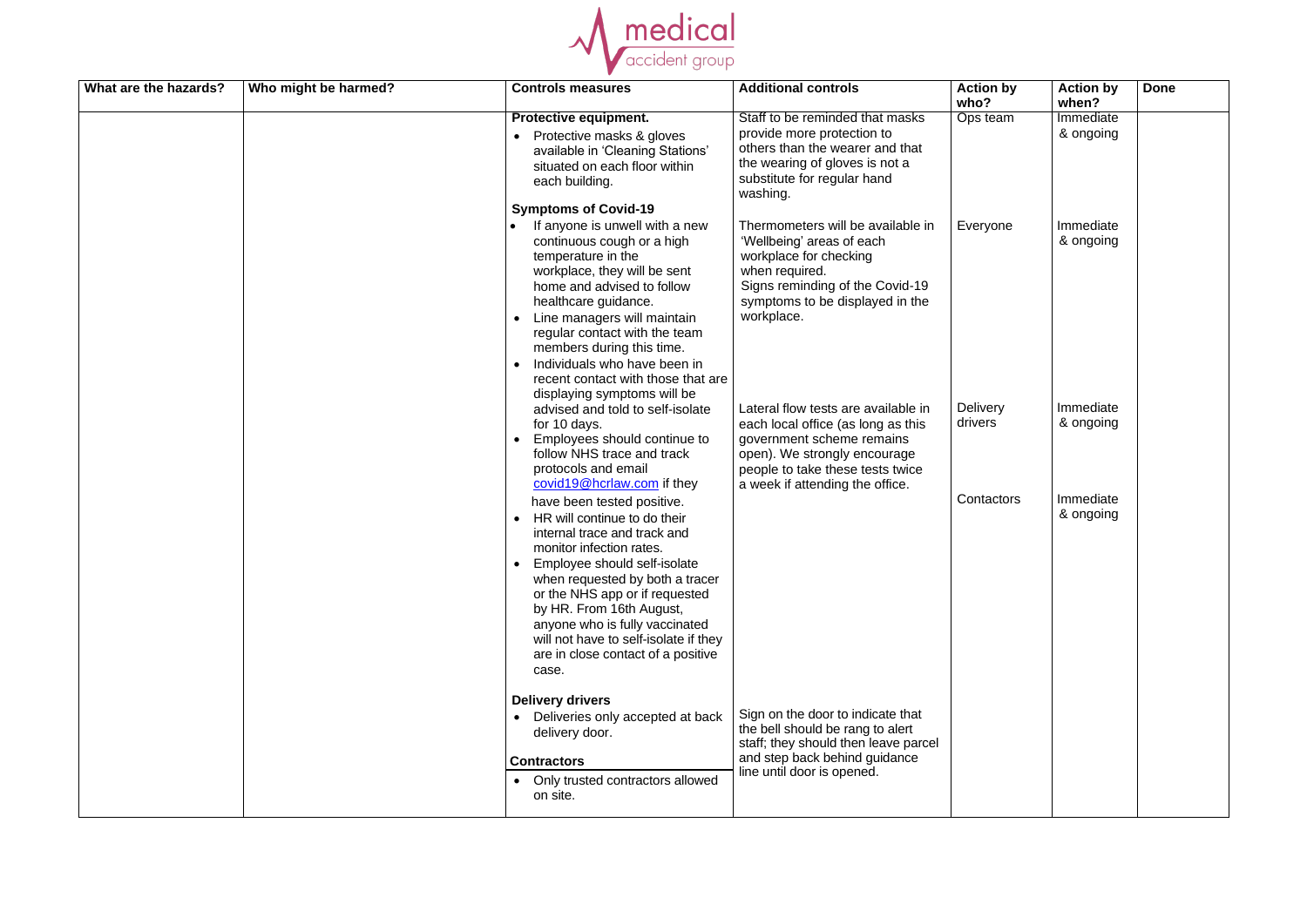| What are the hazards? | Who might be harmed? | Controls measures | Additional controls | Action by who? | Action by when? | Done |
|---|---|---|---|---|---|---|
| | | **Protective equipment.**<br>• Protective masks & gloves available in 'Cleaning Stations' situated on each floor within each building. | Staff to be reminded that masks provide more protection to others than the wearer and that the wearing of gloves is not a substitute for regular hand washing. | Ops team | Immediate & ongoing | |
| | | **Symptoms of Covid-19**<br>• If anyone is unwell with a new continuous cough or a high temperature in the workplace, they will be sent home and advised to follow healthcare guidance.<br>• Line managers will maintain regular contact with the team members during this time.<br>• Individuals who have been in recent contact with those that are displaying symptoms will be advised and told to self-isolate for 10 days.<br>• Employees should continue to follow NHS trace and track protocols and email covid19@hcrlaw.com if they have been tested positive.<br>• HR will continue to do their internal trace and track and monitor infection rates.<br>• Employee should self-isolate when requested by both a tracer or the NHS app or if requested by HR. From 16th August, anyone who is fully vaccinated will not have to self-isolate if they are in close contact of a positive case. | Thermometers will be available in 'Wellbeing' areas of each workplace for checking when required.<br>Signs reminding of the Covid-19 symptoms to be displayed in the workplace.<br><br>Lateral flow tests are available in each local office (as long as this government scheme remains open). We strongly encourage people to take these tests twice a week if attending the office. | Everyone<br><br>Delivery drivers<br><br>Contactors | Immediate & ongoing<br><br>Immediate & ongoing<br><br>Immediate & ongoing | |
| | | **Delivery drivers**<br>• Deliveries only accepted at back delivery door.<br><br>**Contractors**<br>• Only trusted contractors allowed on site. | Sign on the door to indicate that the bell should be rang to alert staff; they should then leave parcel and step back behind guidance line until door is opened. | | | |